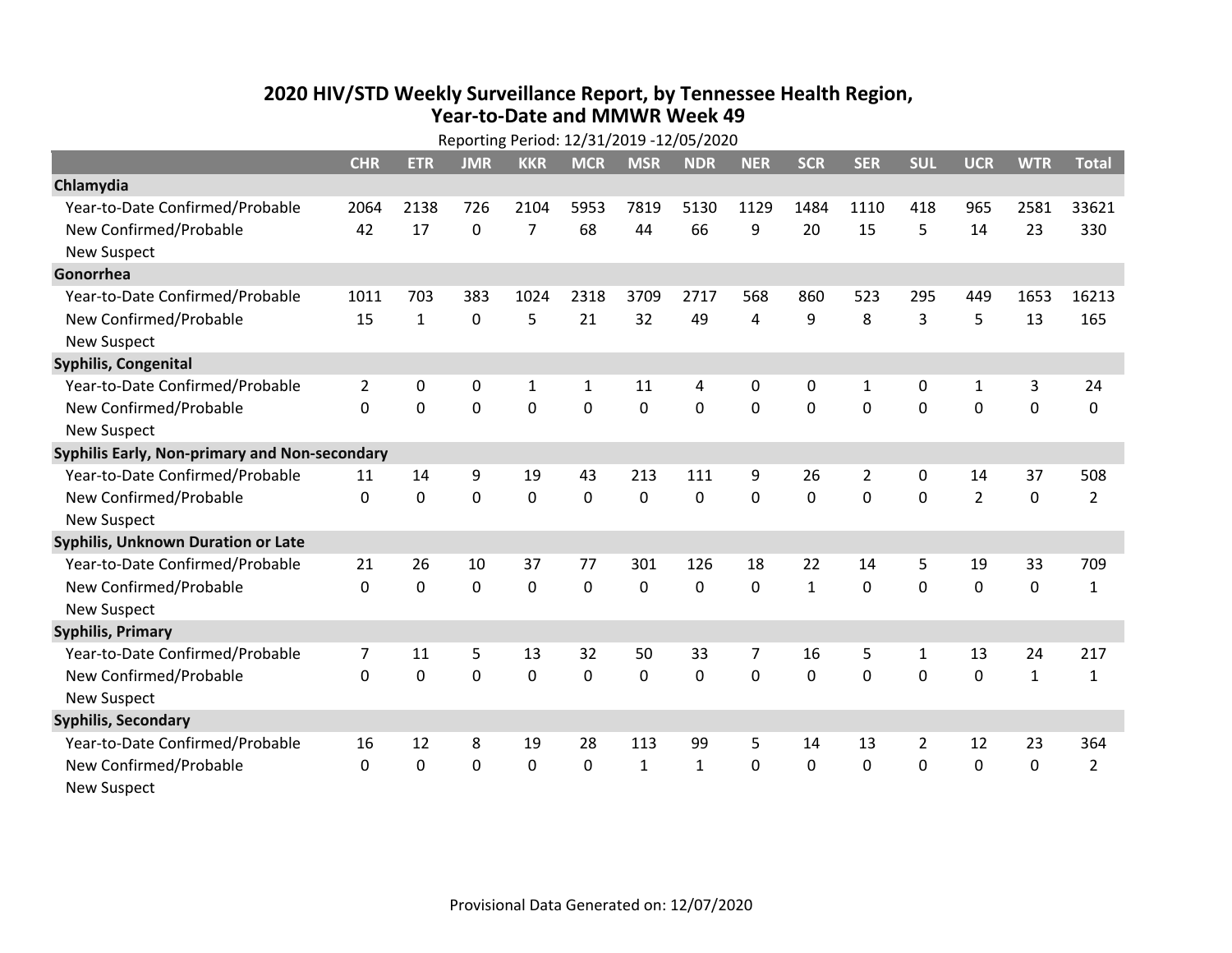# 2020 HIV/STD Weekly Surveillance Report, by Tennessee Health Region, Year-to-Date and MMWR Week 49

Reporting Period: 12/31/2019 -12/05/2020

| | CHR | ETR | JMR | KKR | MCR | MSR | NDR | NER | SCR | SER | SUL | UCR | WTR | Total |
|---|---|---|---|---|---|---|---|---|---|---|---|---|---|---|
| **Chlamydia** | | | | | | | | | | | | | | |
| Year-to-Date Confirmed/Probable | 2064 | 2138 | 726 | 2104 | 5953 | 7819 | 5130 | 1129 | 1484 | 1110 | 418 | 965 | 2581 | 33621 |
| New Confirmed/Probable | 42 | 17 | 0 | 7 | 68 | 44 | 66 | 9 | 20 | 15 | 5 | 14 | 23 | 330 |
| New Suspect | | | | | | | | | | | | | | |
| **Gonorrhea** | | | | | | | | | | | | | | |
| Year-to-Date Confirmed/Probable | 1011 | 703 | 383 | 1024 | 2318 | 3709 | 2717 | 568 | 860 | 523 | 295 | 449 | 1653 | 16213 |
| New Confirmed/Probable | 15 | 1 | 0 | 5 | 21 | 32 | 49 | 4 | 9 | 8 | 3 | 5 | 13 | 165 |
| New Suspect | | | | | | | | | | | | | | |
| **Syphilis, Congenital** | | | | | | | | | | | | | | |
| Year-to-Date Confirmed/Probable | 2 | 0 | 0 | 1 | 1 | 11 | 4 | 0 | 0 | 1 | 0 | 1 | 3 | 24 |
| New Confirmed/Probable | 0 | 0 | 0 | 0 | 0 | 0 | 0 | 0 | 0 | 0 | 0 | 0 | 0 | 0 |
| New Suspect | | | | | | | | | | | | | | |
| **Syphilis Early, Non-primary and Non-secondary** | | | | | | | | | | | | | | |
| Year-to-Date Confirmed/Probable | 11 | 14 | 9 | 19 | 43 | 213 | 111 | 9 | 26 | 2 | 0 | 14 | 37 | 508 |
| New Confirmed/Probable | 0 | 0 | 0 | 0 | 0 | 0 | 0 | 0 | 0 | 0 | 0 | 2 | 0 | 2 |
| New Suspect | | | | | | | | | | | | | | |
| **Syphilis, Unknown Duration or Late** | | | | | | | | | | | | | | |
| Year-to-Date Confirmed/Probable | 21 | 26 | 10 | 37 | 77 | 301 | 126 | 18 | 22 | 14 | 5 | 19 | 33 | 709 |
| New Confirmed/Probable | 0 | 0 | 0 | 0 | 0 | 0 | 0 | 0 | 1 | 0 | 0 | 0 | 0 | 1 |
| New Suspect | | | | | | | | | | | | | | |
| **Syphilis, Primary** | | | | | | | | | | | | | | |
| Year-to-Date Confirmed/Probable | 7 | 11 | 5 | 13 | 32 | 50 | 33 | 7 | 16 | 5 | 1 | 13 | 24 | 217 |
| New Confirmed/Probable | 0 | 0 | 0 | 0 | 0 | 0 | 0 | 0 | 0 | 0 | 0 | 0 | 1 | 1 |
| New Suspect | | | | | | | | | | | | | | |
| **Syphilis, Secondary** | | | | | | | | | | | | | | |
| Year-to-Date Confirmed/Probable | 16 | 12 | 8 | 19 | 28 | 113 | 99 | 5 | 14 | 13 | 2 | 12 | 23 | 364 |
| New Confirmed/Probable | 0 | 0 | 0 | 0 | 0 | 1 | 1 | 0 | 0 | 0 | 0 | 0 | 0 | 2 |
| New Suspect | | | | | | | | | | | | | | |

Provisional Data Generated on: 12/07/2020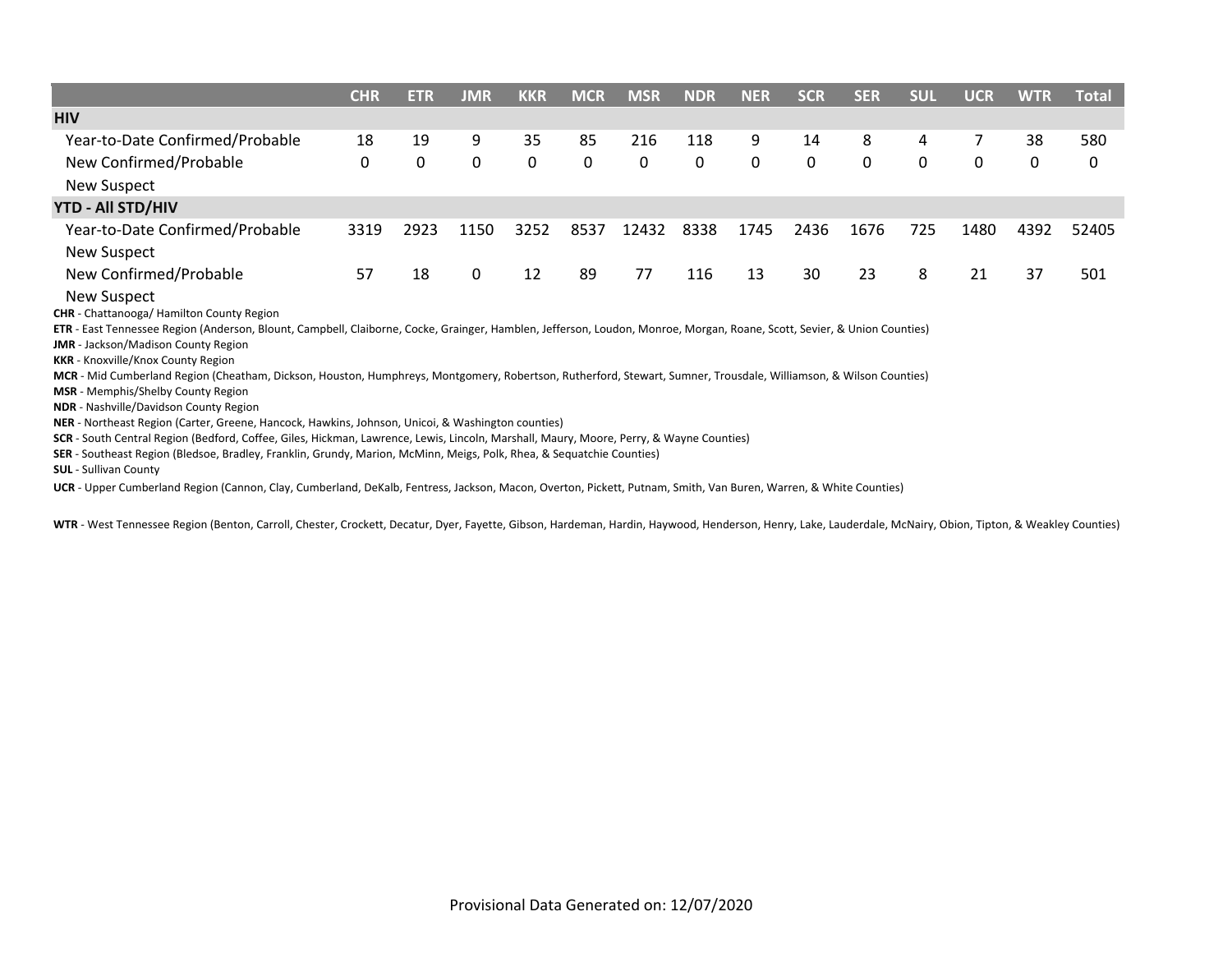| | CHR | ETR | JMR | KKR | MCR | MSR | NDR | NER | SCR | SER | SUL | UCR | WTR | Total |
|---|---|---|---|---|---|---|---|---|---|---|---|---|---|---|
| **HIV** | | | | | | | | | | | | | | |
| Year-to-Date Confirmed/Probable | 18 | 19 | 9 | 35 | 85 | 216 | 118 | 9 | 14 | 8 | 4 | 7 | 38 | 580 |
| New Confirmed/Probable | 0 | 0 | 0 | 0 | 0 | 0 | 0 | 0 | 0 | 0 | 0 | 0 | 0 | 0 |
| New Suspect | | | | | | | | | | | | | | |
| **YTD - All STD/HIV** | | | | | | | | | | | | | | |
| Year-to-Date Confirmed/Probable | 3319 | 2923 | 1150 | 3252 | 8537 | 12432 | 8338 | 1745 | 2436 | 1676 | 725 | 1480 | 4392 | 52405 |
| New Suspect | | | | | | | | | | | | | | |
| New Confirmed/Probable | 57 | 18 | 0 | 12 | 89 | 77 | 116 | 13 | 30 | 23 | 8 | 21 | 37 | 501 |
| New Suspect | | | | | | | | | | | | | | |

**CHR** - Chattanooga/ Hamilton County Region

**ETR** - East Tennessee Region (Anderson, Blount, Campbell, Claiborne, Cocke, Grainger, Hamblen, Jefferson, Loudon, Monroe, Morgan, Roane, Scott, Sevier, & Union Counties)

**JMR** - Jackson/Madison County Region

**KKR** - Knoxville/Knox County Region

**MCR** - Mid Cumberland Region (Cheatham, Dickson, Houston, Humphreys, Montgomery, Robertson, Rutherford, Stewart, Sumner, Trousdale, Williamson, & Wilson Counties)

**MSR** - Memphis/Shelby County Region

**NDR** - Nashville/Davidson County Region

**NER** - Northeast Region (Carter, Greene, Hancock, Hawkins, Johnson, Unicoi, & Washington counties)

**SCR** - South Central Region (Bedford, Coffee, Giles, Hickman, Lawrence, Lewis, Lincoln, Marshall, Maury, Moore, Perry, & Wayne Counties)

**SER** - Southeast Region (Bledsoe, Bradley, Franklin, Grundy, Marion, McMinn, Meigs, Polk, Rhea, & Sequatchie Counties)

**SUL** - Sullivan County

**UCR** - Upper Cumberland Region (Cannon, Clay, Cumberland, DeKalb, Fentress, Jackson, Macon, Overton, Pickett, Putnam, Smith, Van Buren, Warren, & White Counties)

**WTR** - West Tennessee Region (Benton, Carroll, Chester, Crockett, Decatur, Dyer, Fayette, Gibson, Hardeman, Hardin, Haywood, Henderson, Henry, Lake, Lauderdale, McNairy, Obion, Tipton, & Weakley Counties)

Provisional Data Generated on: 12/07/2020